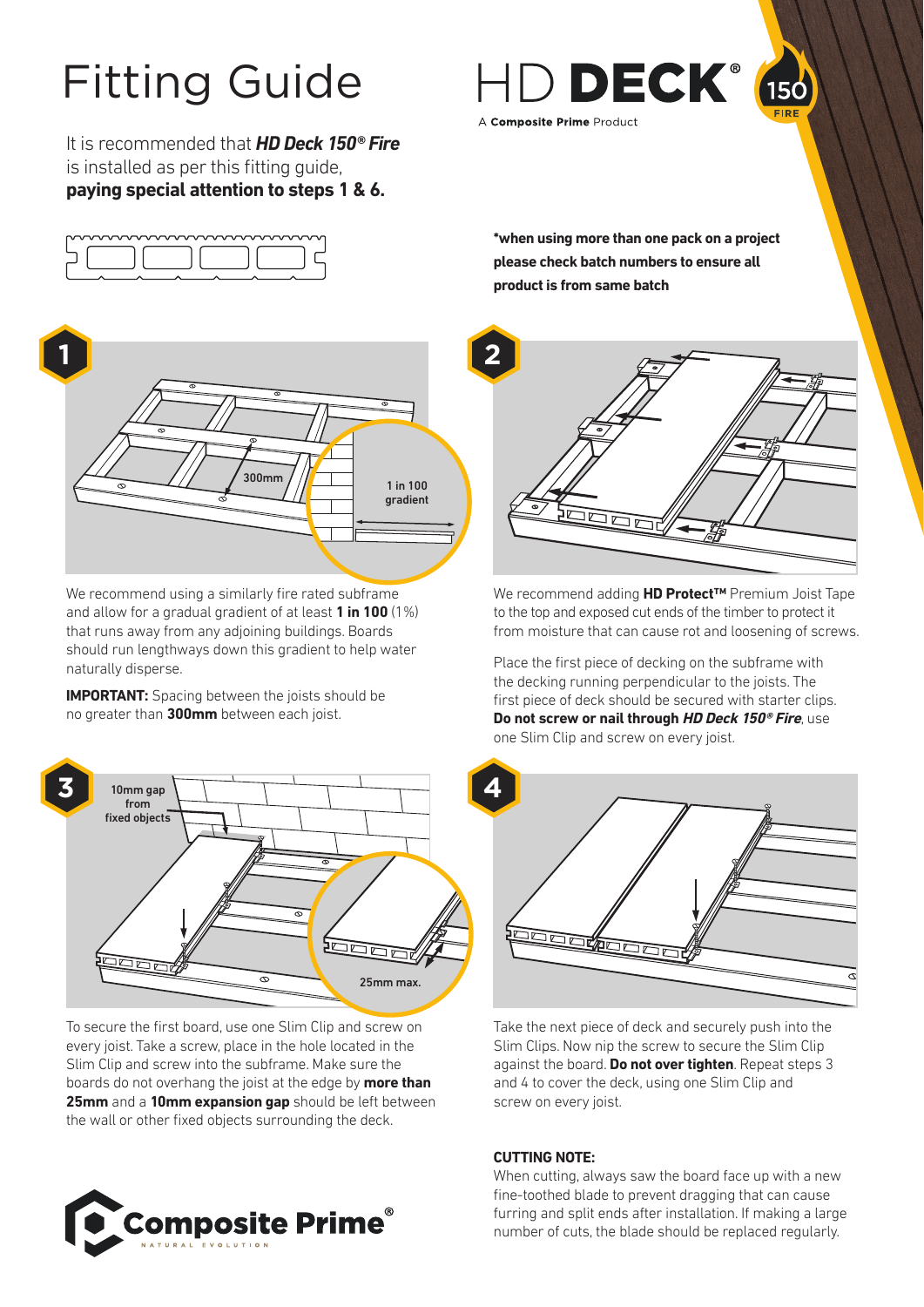# Fitting Guide

HD DECK® 150 FIRE

A **Composite Prime** Product

It is recommended that ***HD Deck 150® Fire*** is installed as per this fitting guide, **paying special attention to steps 1 & 6.**

***when using more than one pack on a project please check batch numbers to ensure all product is from same batch**

## 1

300mm

1 in 100 gradient

We recommend using a similarly fire rated subframe and allow for a gradual gradient of at least **1 in 100** (1%) that runs away from any adjoining buildings. Boards should run lengthways down this gradient to help water naturally disperse.

**IMPORTANT:** Spacing between the joists should be no greater than **300mm** between each joist.

## 2

We recommend adding **HD Protect™** Premium Joist Tape to the top and exposed cut ends of the timber to protect it from moisture that can cause rot and loosening of screws.

Place the first piece of decking on the subframe with the decking running perpendicular to the joists. The first piece of deck should be secured with starter clips. **Do not screw or nail through *HD Deck 150® Fire***, use one Slim Clip and screw on every joist.

## 3

10mm gap from fixed objects

25mm max.

To secure the first board, use one Slim Clip and screw on every joist. Take a screw, place in the hole located in the Slim Clip and screw into the subframe. Make sure the boards do not overhang the joist at the edge by **more than 25mm** and a **10mm expansion gap** should be left between the wall or other fixed objects surrounding the deck.

## 4

Take the next piece of deck and securely push into the Slim Clips. Now nip the screw to secure the Slim Clip against the board. **Do not over tighten**. Repeat steps 3 and 4 to cover the deck, using one Slim Clip and screw on every joist.

**CUTTING NOTE:**
When cutting, always saw the board face up with a new fine-toothed blade to prevent dragging that can cause furring and split ends after installation. If making a large number of cuts, the blade should be replaced regularly.

**Composite Prime®** NATURAL EVOLUTION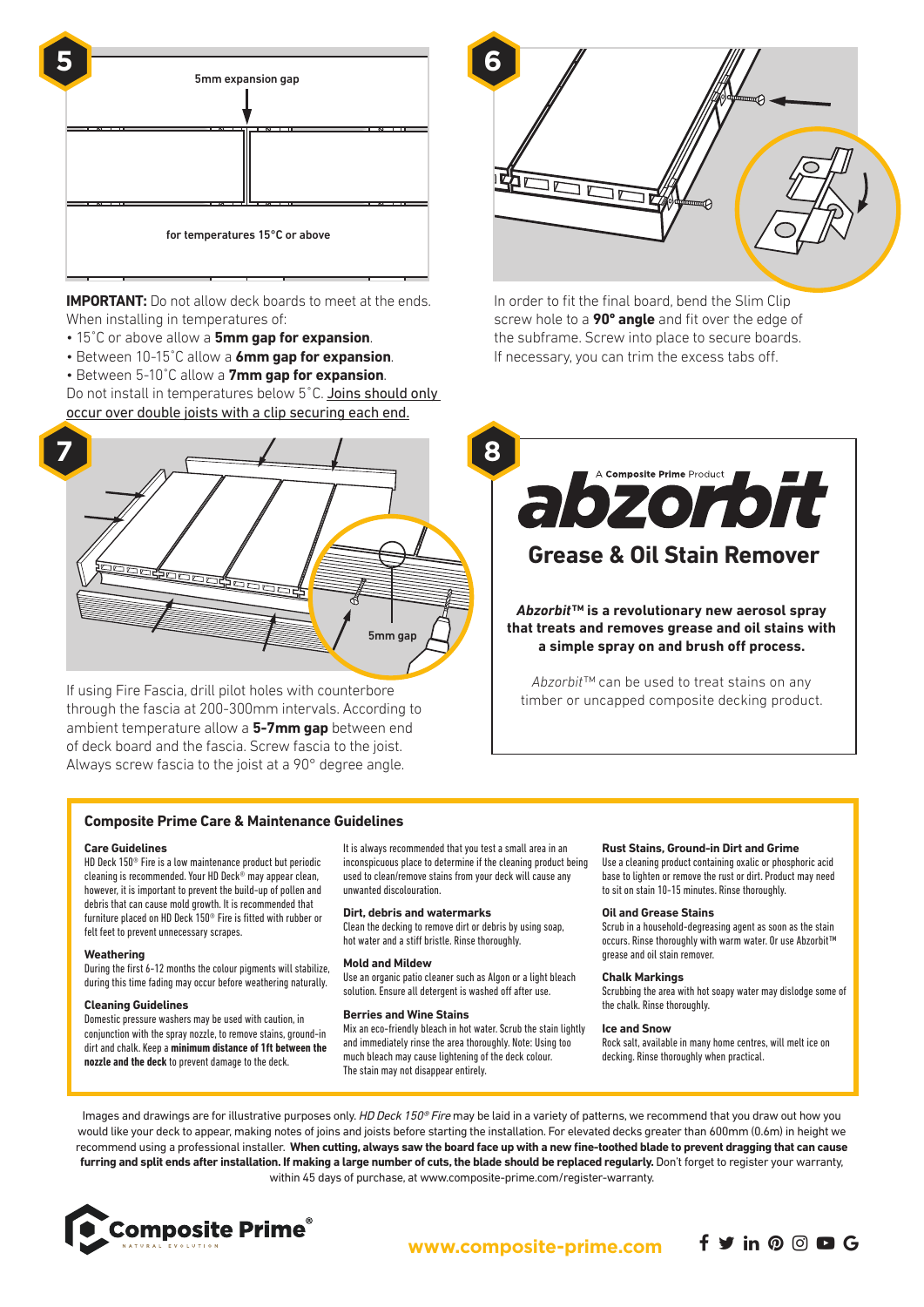## 5

5mm expansion gap

for temperatures 15°C or above

**IMPORTANT:** Do not allow deck boards to meet at the ends. When installing in temperatures of:

- 15˚C or above allow a **5mm gap for expansion**.
- Between 10-15˚C allow a **6mm gap for expansion**.
- Between 5-10˚C allow a **7mm gap for expansion**.

Do not install in temperatures below 5˚C. Joins should only occur over double joists with a clip securing each end.

## 6

In order to fit the final board, bend the Slim Clip screw hole to a **90° angle** and fit over the edge of the subframe. Screw into place to secure boards. If necessary, you can trim the excess tabs off.

## 7

5mm gap

If using Fire Fascia, drill pilot holes with counterbore through the fascia at 200-300mm intervals. According to ambient temperature allow a **5-7mm gap** between end of deck board and the fascia. Screw fascia to the joist. Always screw fascia to the joist at a 90° degree angle.

## 8

A Composite Prime Product

abzorbit

## Grease & Oil Stain Remover

***Abzorbit™* is a revolutionary new aerosol spray that treats and removes grease and oil stains with a simple spray on and brush off process.**

*Abzorbit™* can be used to treat stains on any timber or uncapped composite decking product.

## Composite Prime Care & Maintenance Guidelines

### Care Guidelines

HD Deck 150® Fire is a low maintenance product but periodic cleaning is recommended. Your HD Deck® may appear clean, however, it is important to prevent the build-up of pollen and debris that can cause mold growth. It is recommended that furniture placed on HD Deck 150® Fire is fitted with rubber or felt feet to prevent unnecessary scrapes.

### Weathering

During the first 6-12 months the colour pigments will stabilize, during this time fading may occur before weathering naturally.

### Cleaning Guidelines

Domestic pressure washers may be used with caution, in conjunction with the spray nozzle, to remove stains, ground-in dirt and chalk. Keep a **minimum distance of 1ft between the nozzle and the deck** to prevent damage to the deck.

It is always recommended that you test a small area in an inconspicuous place to determine if the cleaning product being used to clean/remove stains from your deck will cause any unwanted discolouration.

### Dirt, debris and watermarks

Clean the decking to remove dirt or debris by using soap, hot water and a stiff bristle. Rinse thoroughly.

### Mold and Mildew

Use an organic patio cleaner such as Algon or a light bleach solution. Ensure all detergent is washed off after use.

### Berries and Wine Stains

Mix an eco-friendly bleach in hot water. Scrub the stain lightly and immediately rinse the area thoroughly. Note: Using too much bleach may cause lightening of the deck colour. The stain may not disappear entirely.

### Rust Stains, Ground-in Dirt and Grime

Use a cleaning product containing oxalic or phosphoric acid base to lighten or remove the rust or dirt. Product may need to sit on stain 10-15 minutes. Rinse thoroughly.

### Oil and Grease Stains

Scrub in a household-degreasing agent as soon as the stain occurs. Rinse thoroughly with warm water. Or use Abzorbit™ grease and oil stain remover.

### Chalk Markings

Scrubbing the area with hot soapy water may dislodge some of the chalk. Rinse thoroughly.

### Ice and Snow

Rock salt, available in many home centres, will melt ice on decking. Rinse thoroughly when practical.

Images and drawings are for illustrative purposes only. *HD Deck 150® Fire* may be laid in a variety of patterns, we recommend that you draw out how you would like your deck to appear, making notes of joins and joists before starting the installation. For elevated decks greater than 600mm (0.6m) in height we recommend using a professional installer. **When cutting, always saw the board face up with a new fine-toothed blade to prevent dragging that can cause furring and split ends after installation. If making a large number of cuts, the blade should be replaced regularly.** Don't forget to register your warranty, within 45 days of purchase, at www.composite-prime.com/register-warranty.

Composite Prime® NATURAL EVOLUTION

www.composite-prime.com